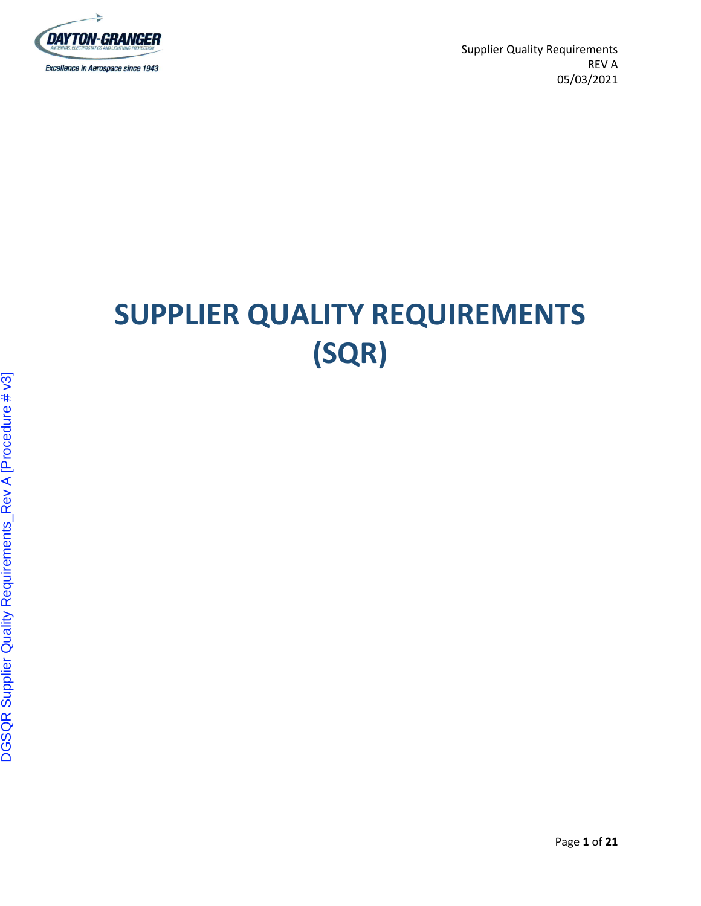Supplier Quality Requirements
REV A
05/03/2021

# SUPPLIER QUALITY REQUIREMENTS (SQR)

DGSQR Supplier Quality Requirements_Rev A [Procedure # v3]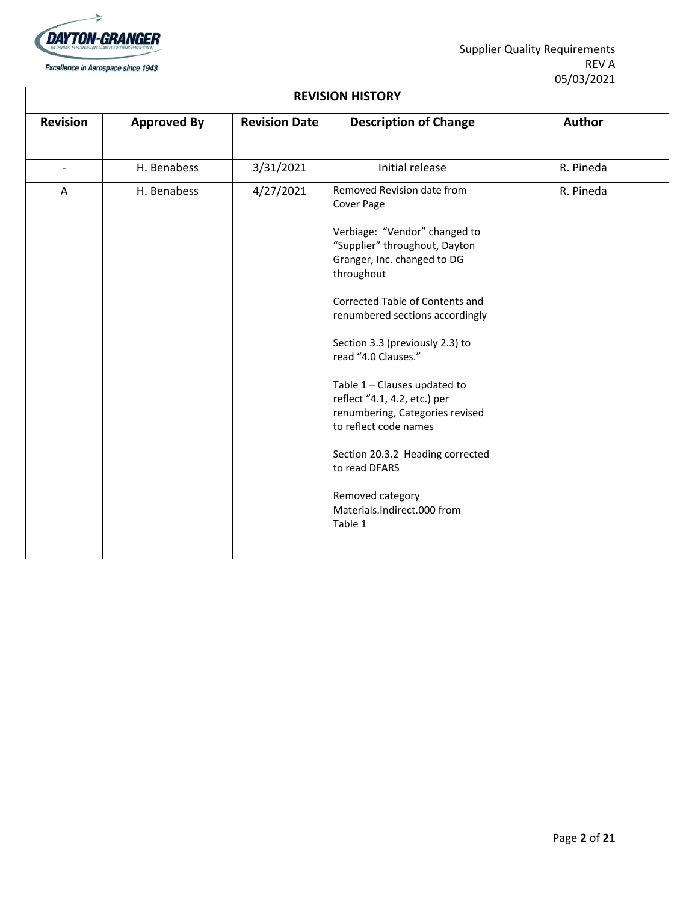## REVISION HISTORY

| Revision | Approved By | Revision Date | Description of Change | Author |
|---|---|---|---|---|
| - | H. Benabess | 3/31/2021 | Initial release | R. Pineda |
| A | H. Benabess | 4/27/2021 | Removed Revision date from Cover Page<br><br>Verbiage: "Vendor" changed to "Supplier" throughout, Dayton Granger, Inc. changed to DG throughout<br><br>Corrected Table of Contents and renumbered sections accordingly<br><br>Section 3.3 (previously 2.3) to read "4.0 Clauses."<br><br>Table 1 – Clauses updated to reflect "4.1, 4.2, etc.) per renumbering, Categories revised to reflect code names<br><br>Section 20.3.2 Heading corrected to read DFARS<br><br>Removed category Materials.Indirect.000 from Table 1 | R. Pineda |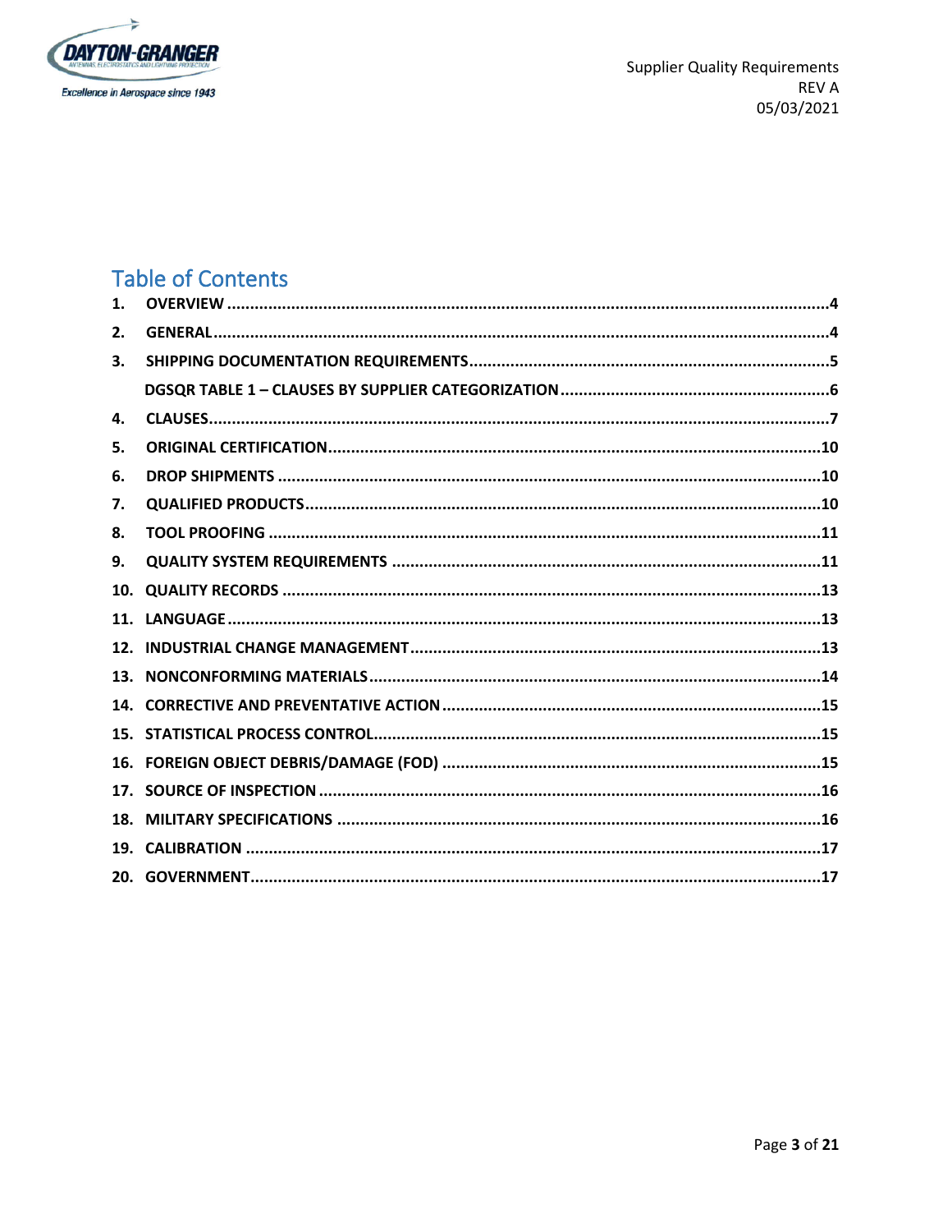# Table of Contents

1. **OVERVIEW** .....4
2. **GENERAL** .....4
3. **SHIPPING DOCUMENTATION REQUIREMENTS** .....5
   **DGSQR TABLE 1 – CLAUSES BY SUPPLIER CATEGORIZATION** .....6
4. **CLAUSES** .....7
5. **ORIGINAL CERTIFICATION** .....10
6. **DROP SHIPMENTS** .....10
7. **QUALIFIED PRODUCTS** .....10
8. **TOOL PROOFING** .....11
9. **QUALITY SYSTEM REQUIREMENTS** .....11
10. **QUALITY RECORDS** .....13
11. **LANGUAGE** .....13
12. **INDUSTRIAL CHANGE MANAGEMENT** .....13
13. **NONCONFORMING MATERIALS** .....14
14. **CORRECTIVE AND PREVENTATIVE ACTION** .....15
15. **STATISTICAL PROCESS CONTROL** .....15
16. **FOREIGN OBJECT DEBRIS/DAMAGE (FOD)** .....15
17. **SOURCE OF INSPECTION** .....16
18. **MILITARY SPECIFICATIONS** .....16
19. **CALIBRATION** .....17
20. **GOVERNMENT** .....17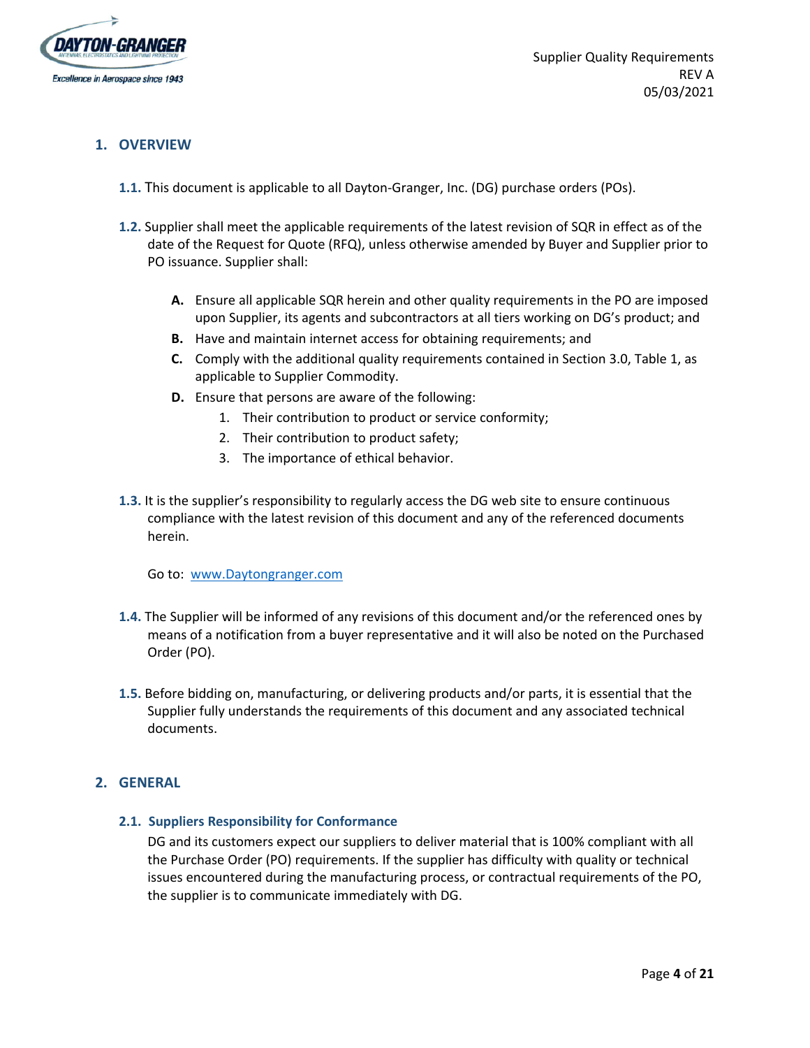## 1. OVERVIEW

**1.1.** This document is applicable to all Dayton-Granger, Inc. (DG) purchase orders (POs).

**1.2.** Supplier shall meet the applicable requirements of the latest revision of SQR in effect as of the date of the Request for Quote (RFQ), unless otherwise amended by Buyer and Supplier prior to PO issuance. Supplier shall:

- **A.** Ensure all applicable SQR herein and other quality requirements in the PO are imposed upon Supplier, its agents and subcontractors at all tiers working on DG's product; and
- **B.** Have and maintain internet access for obtaining requirements; and
- **C.** Comply with the additional quality requirements contained in Section 3.0, Table 1, as applicable to Supplier Commodity.
- **D.** Ensure that persons are aware of the following:
  1. Their contribution to product or service conformity;
  2. Their contribution to product safety;
  3. The importance of ethical behavior.

**1.3.** It is the supplier's responsibility to regularly access the DG web site to ensure continuous compliance with the latest revision of this document and any of the referenced documents herein.

Go to: [www.Daytongranger.com](http://www.Daytongranger.com)

**1.4.** The Supplier will be informed of any revisions of this document and/or the referenced ones by means of a notification from a buyer representative and it will also be noted on the Purchased Order (PO).

**1.5.** Before bidding on, manufacturing, or delivering products and/or parts, it is essential that the Supplier fully understands the requirements of this document and any associated technical documents.

## 2. GENERAL

### 2.1. Suppliers Responsibility for Conformance

DG and its customers expect our suppliers to deliver material that is 100% compliant with all the Purchase Order (PO) requirements. If the supplier has difficulty with quality or technical issues encountered during the manufacturing process, or contractual requirements of the PO, the supplier is to communicate immediately with DG.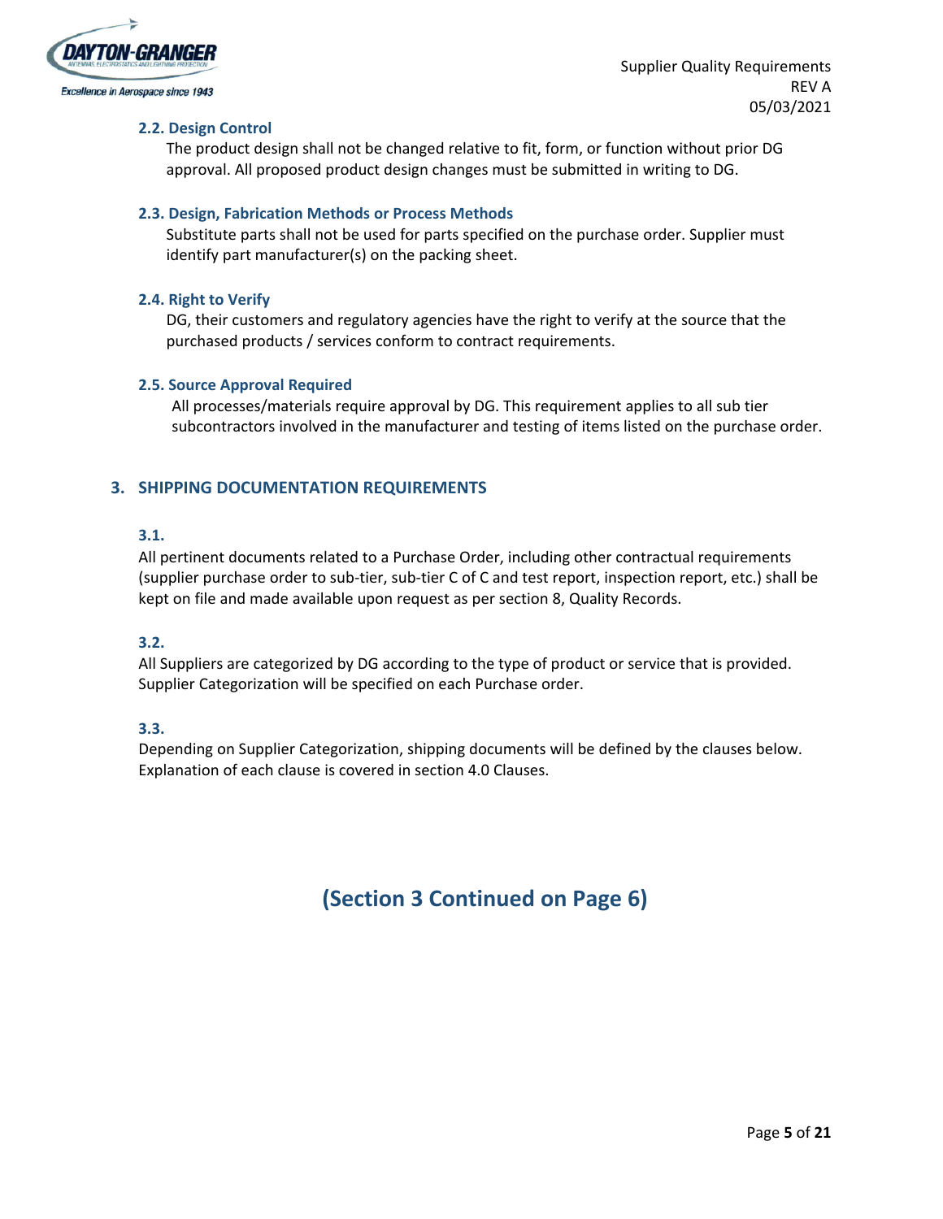### 2.2. Design Control

The product design shall not be changed relative to fit, form, or function without prior DG approval. All proposed product design changes must be submitted in writing to DG.

### 2.3. Design, Fabrication Methods or Process Methods

Substitute parts shall not be used for parts specified on the purchase order. Supplier must identify part manufacturer(s) on the packing sheet.

### 2.4. Right to Verify

DG, their customers and regulatory agencies have the right to verify at the source that the purchased products / services conform to contract requirements.

### 2.5. Source Approval Required

All processes/materials require approval by DG. This requirement applies to all sub tier subcontractors involved in the manufacturer and testing of items listed on the purchase order.

## 3. SHIPPING DOCUMENTATION REQUIREMENTS

### 3.1.

All pertinent documents related to a Purchase Order, including other contractual requirements (supplier purchase order to sub-tier, sub-tier C of C and test report, inspection report, etc.) shall be kept on file and made available upon request as per section 8, Quality Records.

### 3.2.

All Suppliers are categorized by DG according to the type of product or service that is provided. Supplier Categorization will be specified on each Purchase order.

### 3.3.

Depending on Supplier Categorization, shipping documents will be defined by the clauses below. Explanation of each clause is covered in section 4.0 Clauses.

## (Section 3 Continued on Page 6)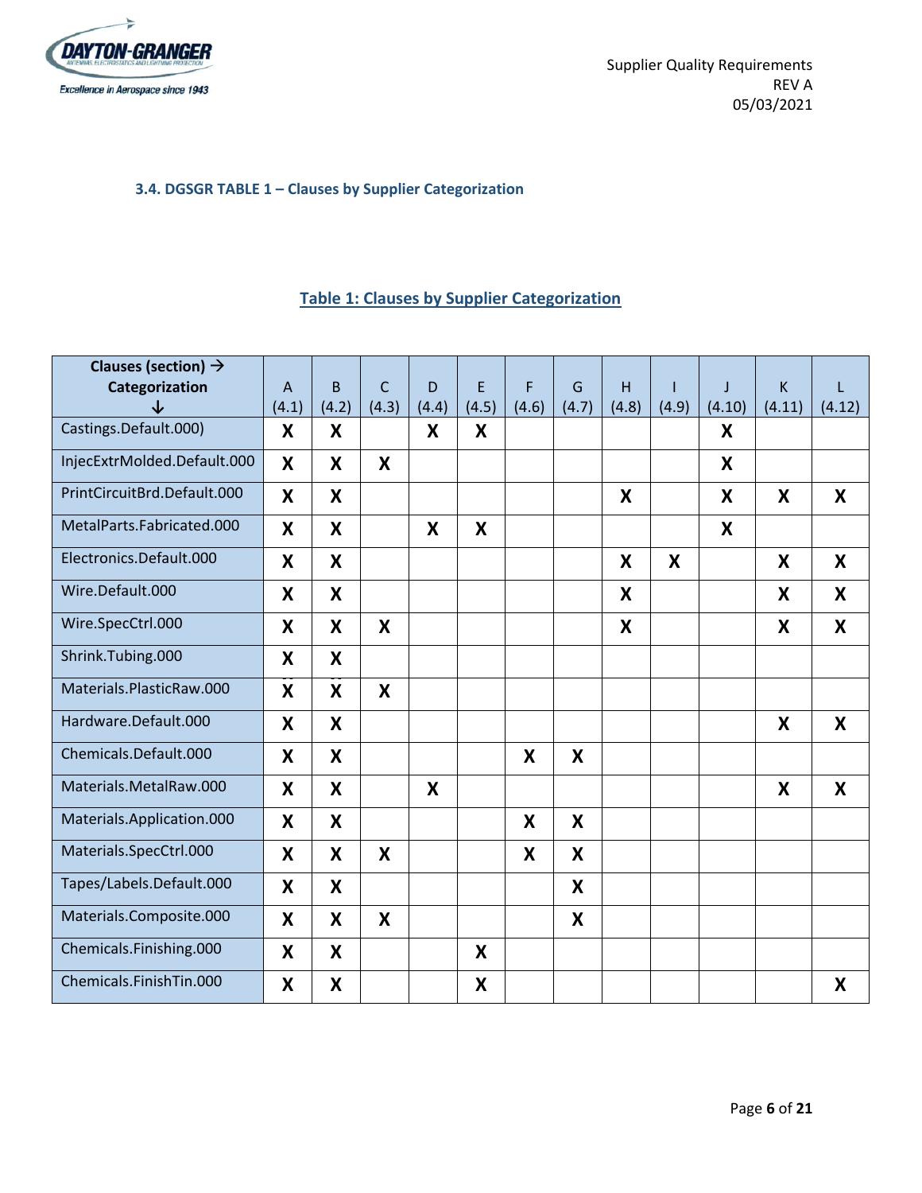### 3.4. DGSGR TABLE 1 – Clauses by Supplier Categorization

**Table 1: Clauses by Supplier Categorization**

| Clauses (section) → Categorization ↓ | A (4.1) | B (4.2) | C (4.3) | D (4.4) | E (4.5) | F (4.6) | G (4.7) | H (4.8) | I (4.9) | J (4.10) | K (4.11) | L (4.12) |
|---|---|---|---|---|---|---|---|---|---|---|---|---|
| Castings.Default.000) | X | X | | X | X | | | | | X | | |
| InjecExtrMolded.Default.000 | X | X | X | | | | | | | X | | |
| PrintCircuitBrd.Default.000 | X | X | | | | | | X | | X | X | X |
| MetalParts.Fabricated.000 | X | X | | X | X | | | | | X | | |
| Electronics.Default.000 | X | X | | | | | | X | X | | X | X |
| Wire.Default.000 | X | X | | | | | | X | | | X | X |
| Wire.SpecCtrl.000 | X | X | X | | | | | X | | | X | X |
| Shrink.Tubing.000 | X | X | | | | | | | | | | |
| Materials.PlasticRaw.000 | X | X | X | | | | | | | | | |
| Hardware.Default.000 | X | X | | | | | | | | | X | X |
| Chemicals.Default.000 | X | X | | | | X | X | | | | | |
| Materials.MetalRaw.000 | X | X | | X | | | | | | | X | X |
| Materials.Application.000 | X | X | | | | X | X | | | | | |
| Materials.SpecCtrl.000 | X | X | X | | | X | X | | | | | |
| Tapes/Labels.Default.000 | X | X | | | | | X | | | | | |
| Materials.Composite.000 | X | X | X | | | | X | | | | | |
| Chemicals.Finishing.000 | X | X | | | X | | | | | | | |
| Chemicals.FinishTin.000 | X | X | | | X | | | | | | | X |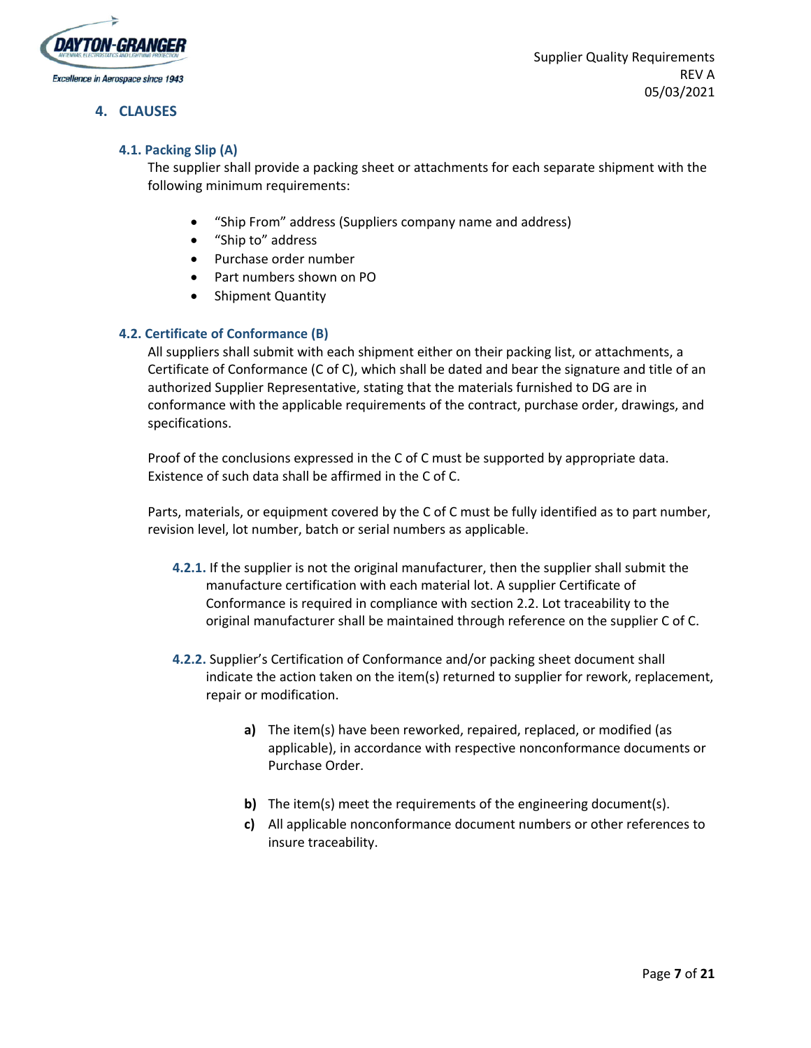## 4. CLAUSES

### 4.1. Packing Slip (A)

The supplier shall provide a packing sheet or attachments for each separate shipment with the following minimum requirements:

- "Ship From" address (Suppliers company name and address)
- "Ship to" address
- Purchase order number
- Part numbers shown on PO
- Shipment Quantity

### 4.2. Certificate of Conformance (B)

All suppliers shall submit with each shipment either on their packing list, or attachments, a Certificate of Conformance (C of C), which shall be dated and bear the signature and title of an authorized Supplier Representative, stating that the materials furnished to DG are in conformance with the applicable requirements of the contract, purchase order, drawings, and specifications.

Proof of the conclusions expressed in the C of C must be supported by appropriate data. Existence of such data shall be affirmed in the C of C.

Parts, materials, or equipment covered by the C of C must be fully identified as to part number, revision level, lot number, batch or serial numbers as applicable.

**4.2.1.** If the supplier is not the original manufacturer, then the supplier shall submit the manufacture certification with each material lot. A supplier Certificate of Conformance is required in compliance with section 2.2. Lot traceability to the original manufacturer shall be maintained through reference on the supplier C of C.

**4.2.2.** Supplier's Certification of Conformance and/or packing sheet document shall indicate the action taken on the item(s) returned to supplier for rework, replacement, repair or modification.

- **a)** The item(s) have been reworked, repaired, replaced, or modified (as applicable), in accordance with respective nonconformance documents or Purchase Order.
- **b)** The item(s) meet the requirements of the engineering document(s).
- **c)** All applicable nonconformance document numbers or other references to insure traceability.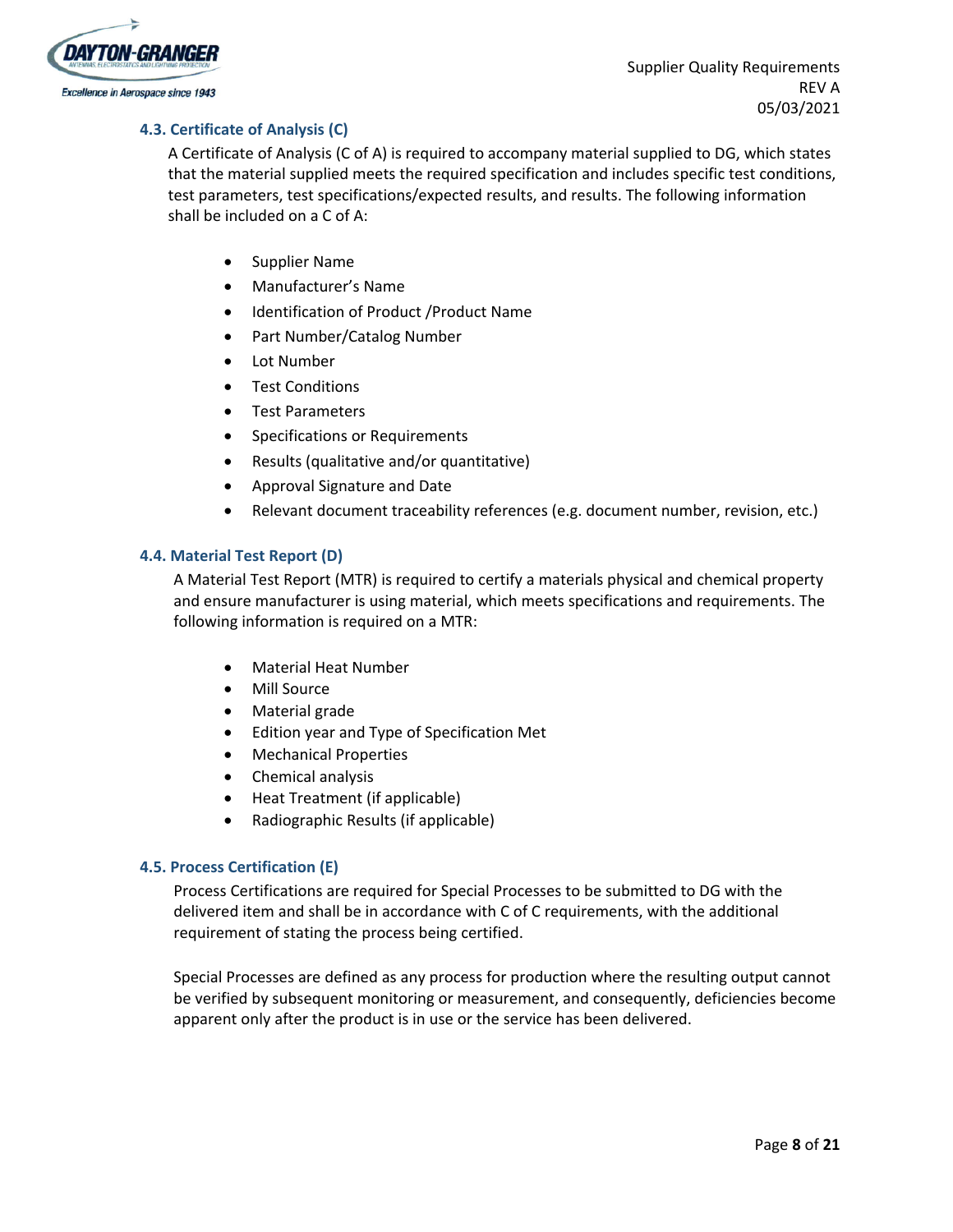### 4.3. Certificate of Analysis (C)

A Certificate of Analysis (C of A) is required to accompany material supplied to DG, which states that the material supplied meets the required specification and includes specific test conditions, test parameters, test specifications/expected results, and results. The following information shall be included on a C of A:

- Supplier Name
- Manufacturer's Name
- Identification of Product /Product Name
- Part Number/Catalog Number
- Lot Number
- Test Conditions
- Test Parameters
- Specifications or Requirements
- Results (qualitative and/or quantitative)
- Approval Signature and Date
- Relevant document traceability references (e.g. document number, revision, etc.)

### 4.4. Material Test Report (D)

A Material Test Report (MTR) is required to certify a materials physical and chemical property and ensure manufacturer is using material, which meets specifications and requirements. The following information is required on a MTR:

- Material Heat Number
- Mill Source
- Material grade
- Edition year and Type of Specification Met
- Mechanical Properties
- Chemical analysis
- Heat Treatment (if applicable)
- Radiographic Results (if applicable)

### 4.5. Process Certification (E)

Process Certifications are required for Special Processes to be submitted to DG with the delivered item and shall be in accordance with C of C requirements, with the additional requirement of stating the process being certified.

Special Processes are defined as any process for production where the resulting output cannot be verified by subsequent monitoring or measurement, and consequently, deficiencies become apparent only after the product is in use or the service has been delivered.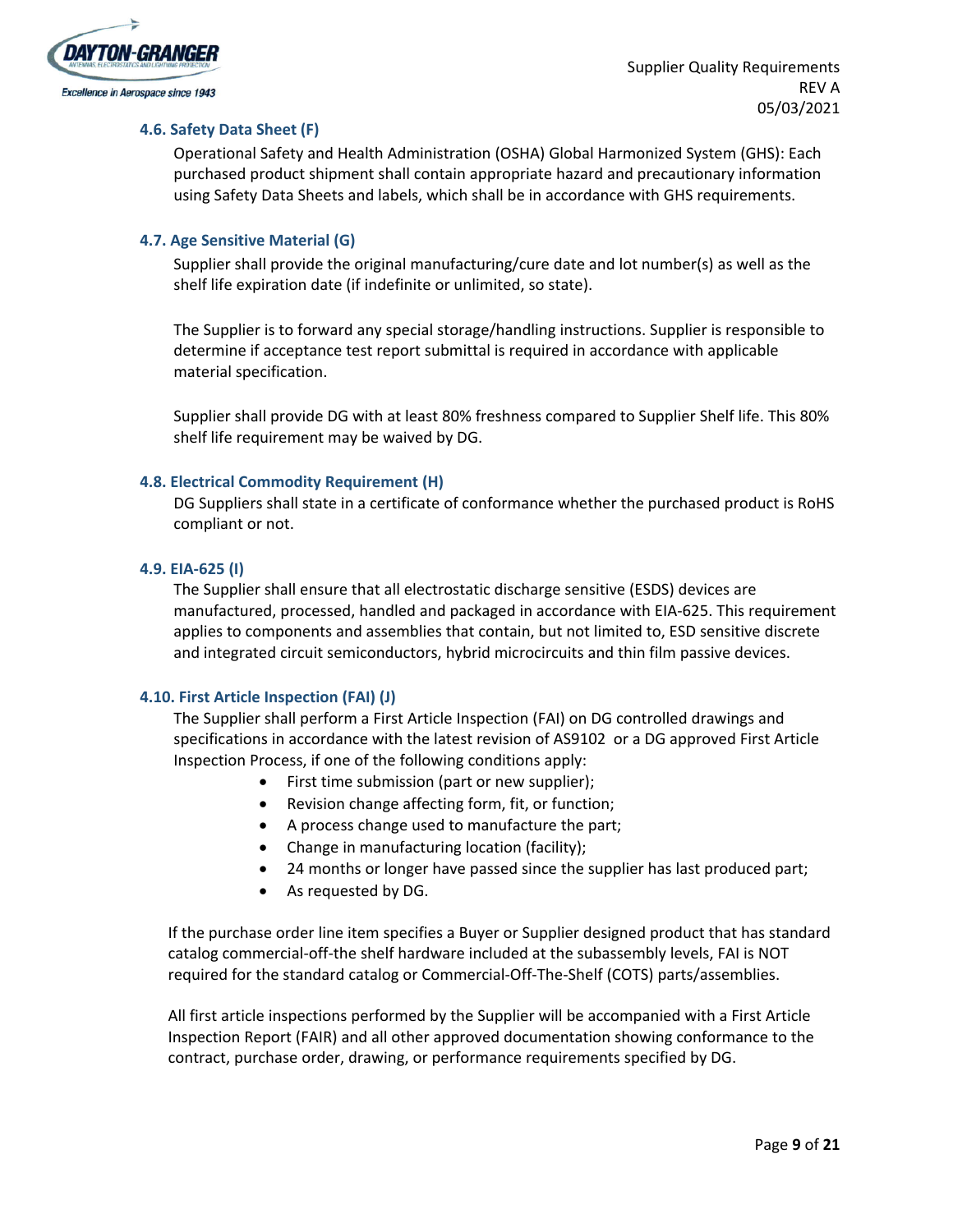### 4.6. Safety Data Sheet (F)

Operational Safety and Health Administration (OSHA) Global Harmonized System (GHS): Each purchased product shipment shall contain appropriate hazard and precautionary information using Safety Data Sheets and labels, which shall be in accordance with GHS requirements.

### 4.7. Age Sensitive Material (G)

Supplier shall provide the original manufacturing/cure date and lot number(s) as well as the shelf life expiration date (if indefinite or unlimited, so state).

The Supplier is to forward any special storage/handling instructions. Supplier is responsible to determine if acceptance test report submittal is required in accordance with applicable material specification.

Supplier shall provide DG with at least 80% freshness compared to Supplier Shelf life. This 80% shelf life requirement may be waived by DG.

### 4.8. Electrical Commodity Requirement (H)

DG Suppliers shall state in a certificate of conformance whether the purchased product is RoHS compliant or not.

### 4.9. EIA-625 (I)

The Supplier shall ensure that all electrostatic discharge sensitive (ESDS) devices are manufactured, processed, handled and packaged in accordance with EIA-625. This requirement applies to components and assemblies that contain, but not limited to, ESD sensitive discrete and integrated circuit semiconductors, hybrid microcircuits and thin film passive devices.

### 4.10. First Article Inspection (FAI) (J)

The Supplier shall perform a First Article Inspection (FAI) on DG controlled drawings and specifications in accordance with the latest revision of AS9102 or a DG approved First Article Inspection Process, if one of the following conditions apply:

- First time submission (part or new supplier);
- Revision change affecting form, fit, or function;
- A process change used to manufacture the part;
- Change in manufacturing location (facility);
- 24 months or longer have passed since the supplier has last produced part;
- As requested by DG.

If the purchase order line item specifies a Buyer or Supplier designed product that has standard catalog commercial-off-the shelf hardware included at the subassembly levels, FAI is NOT required for the standard catalog or Commercial-Off-The-Shelf (COTS) parts/assemblies.

All first article inspections performed by the Supplier will be accompanied with a First Article Inspection Report (FAIR) and all other approved documentation showing conformance to the contract, purchase order, drawing, or performance requirements specified by DG.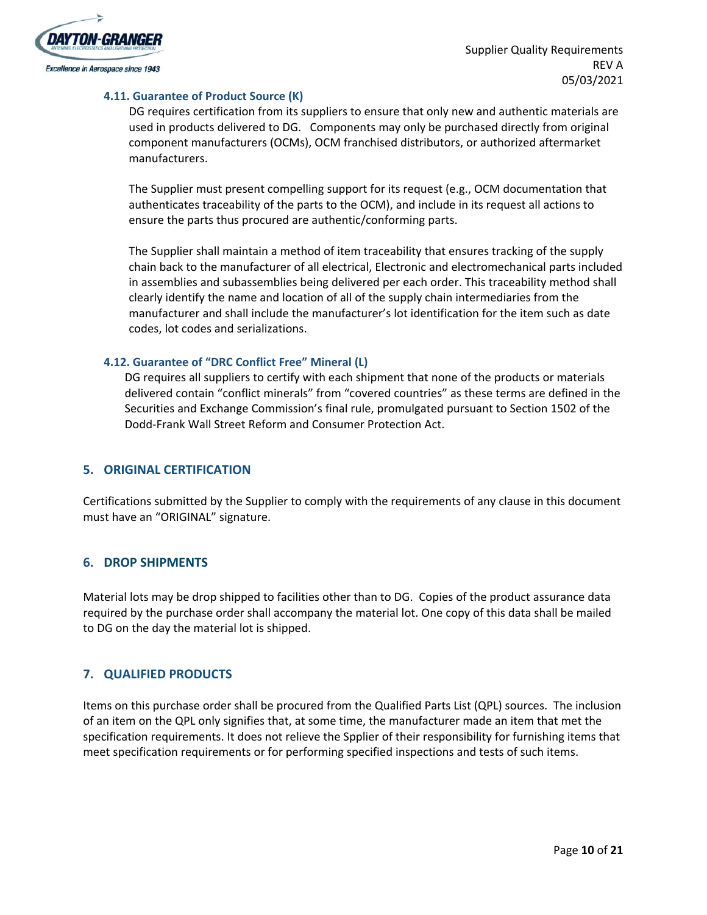### 4.11. Guarantee of Product Source (K)

DG requires certification from its suppliers to ensure that only new and authentic materials are used in products delivered to DG. Components may only be purchased directly from original component manufacturers (OCMs), OCM franchised distributors, or authorized aftermarket manufacturers.

The Supplier must present compelling support for its request (e.g., OCM documentation that authenticates traceability of the parts to the OCM), and include in its request all actions to ensure the parts thus procured are authentic/conforming parts.

The Supplier shall maintain a method of item traceability that ensures tracking of the supply chain back to the manufacturer of all electrical, Electronic and electromechanical parts included in assemblies and subassemblies being delivered per each order. This traceability method shall clearly identify the name and location of all of the supply chain intermediaries from the manufacturer and shall include the manufacturer's lot identification for the item such as date codes, lot codes and serializations.

### 4.12. Guarantee of "DRC Conflict Free" Mineral (L)

DG requires all suppliers to certify with each shipment that none of the products or materials delivered contain "conflict minerals" from "covered countries" as these terms are defined in the Securities and Exchange Commission's final rule, promulgated pursuant to Section 1502 of the Dodd-Frank Wall Street Reform and Consumer Protection Act.

## 5. ORIGINAL CERTIFICATION

Certifications submitted by the Supplier to comply with the requirements of any clause in this document must have an "ORIGINAL" signature.

## 6. DROP SHIPMENTS

Material lots may be drop shipped to facilities other than to DG. Copies of the product assurance data required by the purchase order shall accompany the material lot. One copy of this data shall be mailed to DG on the day the material lot is shipped.

## 7. QUALIFIED PRODUCTS

Items on this purchase order shall be procured from the Qualified Parts List (QPL) sources. The inclusion of an item on the QPL only signifies that, at some time, the manufacturer made an item that met the specification requirements. It does not relieve the Spplier of their responsibility for furnishing items that meet specification requirements or for performing specified inspections and tests of such items.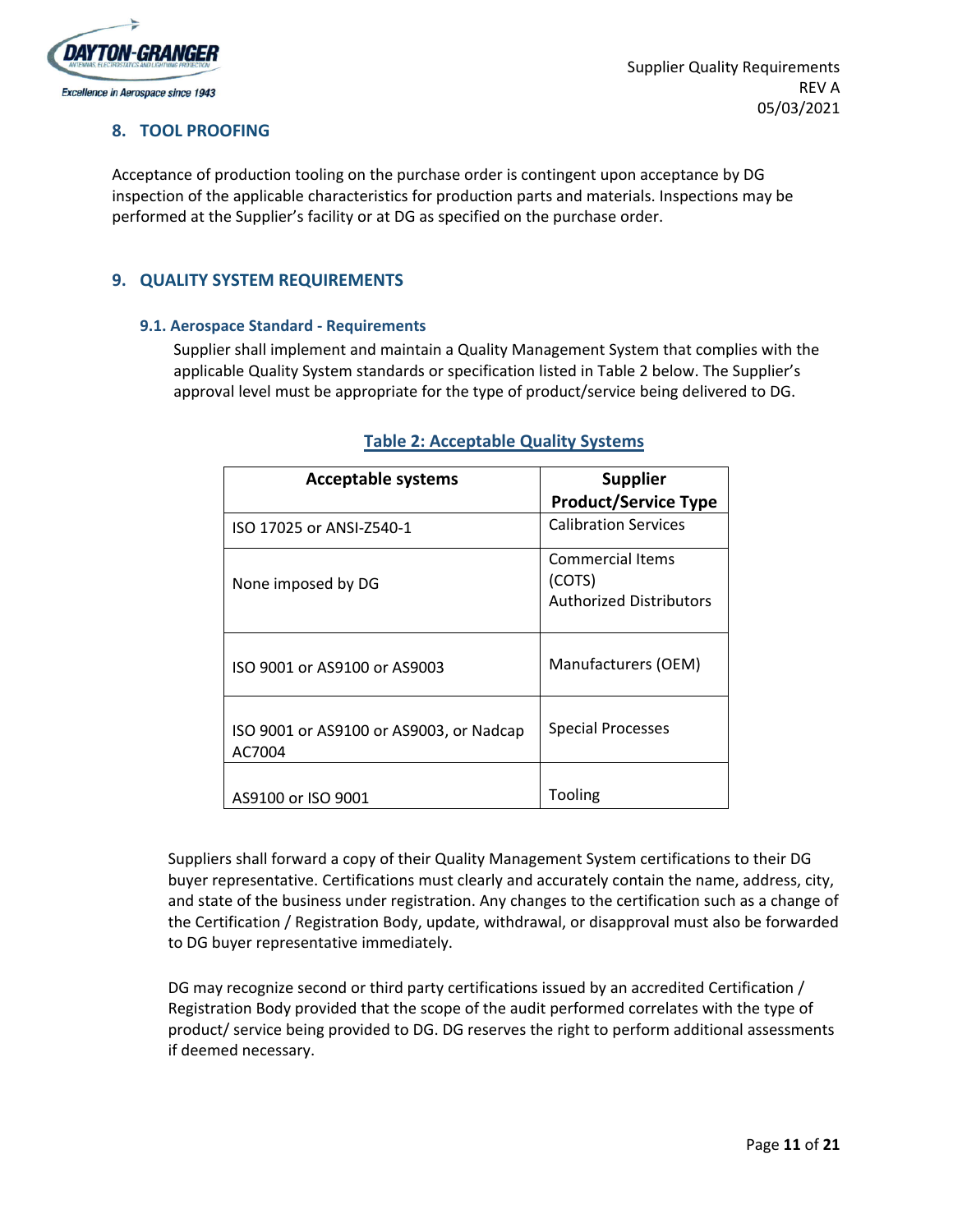## 8. TOOL PROOFING

Acceptance of production tooling on the purchase order is contingent upon acceptance by DG inspection of the applicable characteristics for production parts and materials. Inspections may be performed at the Supplier's facility or at DG as specified on the purchase order.

## 9. QUALITY SYSTEM REQUIREMENTS

### 9.1. Aerospace Standard - Requirements

Supplier shall implement and maintain a Quality Management System that complies with the applicable Quality System standards or specification listed in Table 2 below. The Supplier's approval level must be appropriate for the type of product/service being delivered to DG.

**Table 2: Acceptable Quality Systems**

| Acceptable systems | Supplier Product/Service Type |
|---|---|
| ISO 17025 or ANSI-Z540-1 | Calibration Services |
| None imposed by DG | Commercial Items (COTS)<br>Authorized Distributors |
| ISO 9001 or AS9100 or AS9003 | Manufacturers (OEM) |
| ISO 9001 or AS9100 or AS9003, or Nadcap AC7004 | Special Processes |
| AS9100 or ISO 9001 | Tooling |

Suppliers shall forward a copy of their Quality Management System certifications to their DG buyer representative. Certifications must clearly and accurately contain the name, address, city, and state of the business under registration. Any changes to the certification such as a change of the Certification / Registration Body, update, withdrawal, or disapproval must also be forwarded to DG buyer representative immediately.

DG may recognize second or third party certifications issued by an accredited Certification / Registration Body provided that the scope of the audit performed correlates with the type of product/ service being provided to DG. DG reserves the right to perform additional assessments if deemed necessary.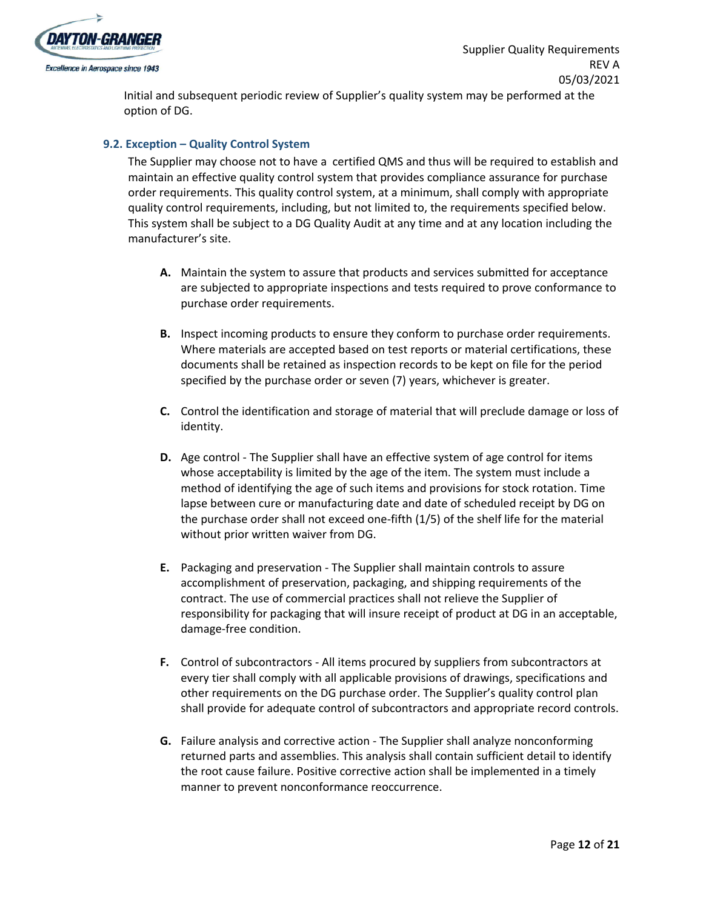Initial and subsequent periodic review of Supplier's quality system may be performed at the option of DG.

### 9.2. Exception – Quality Control System

The Supplier may choose not to have a certified QMS and thus will be required to establish and maintain an effective quality control system that provides compliance assurance for purchase order requirements. This quality control system, at a minimum, shall comply with appropriate quality control requirements, including, but not limited to, the requirements specified below. This system shall be subject to a DG Quality Audit at any time and at any location including the manufacturer's site.

**A.** Maintain the system to assure that products and services submitted for acceptance are subjected to appropriate inspections and tests required to prove conformance to purchase order requirements.

**B.** Inspect incoming products to ensure they conform to purchase order requirements. Where materials are accepted based on test reports or material certifications, these documents shall be retained as inspection records to be kept on file for the period specified by the purchase order or seven (7) years, whichever is greater.

**C.** Control the identification and storage of material that will preclude damage or loss of identity.

**D.** Age control - The Supplier shall have an effective system of age control for items whose acceptability is limited by the age of the item. The system must include a method of identifying the age of such items and provisions for stock rotation. Time lapse between cure or manufacturing date and date of scheduled receipt by DG on the purchase order shall not exceed one-fifth (1/5) of the shelf life for the material without prior written waiver from DG.

**E.** Packaging and preservation - The Supplier shall maintain controls to assure accomplishment of preservation, packaging, and shipping requirements of the contract. The use of commercial practices shall not relieve the Supplier of responsibility for packaging that will insure receipt of product at DG in an acceptable, damage-free condition.

**F.** Control of subcontractors - All items procured by suppliers from subcontractors at every tier shall comply with all applicable provisions of drawings, specifications and other requirements on the DG purchase order. The Supplier's quality control plan shall provide for adequate control of subcontractors and appropriate record controls.

**G.** Failure analysis and corrective action - The Supplier shall analyze nonconforming returned parts and assemblies. This analysis shall contain sufficient detail to identify the root cause failure. Positive corrective action shall be implemented in a timely manner to prevent nonconformance reoccurrence.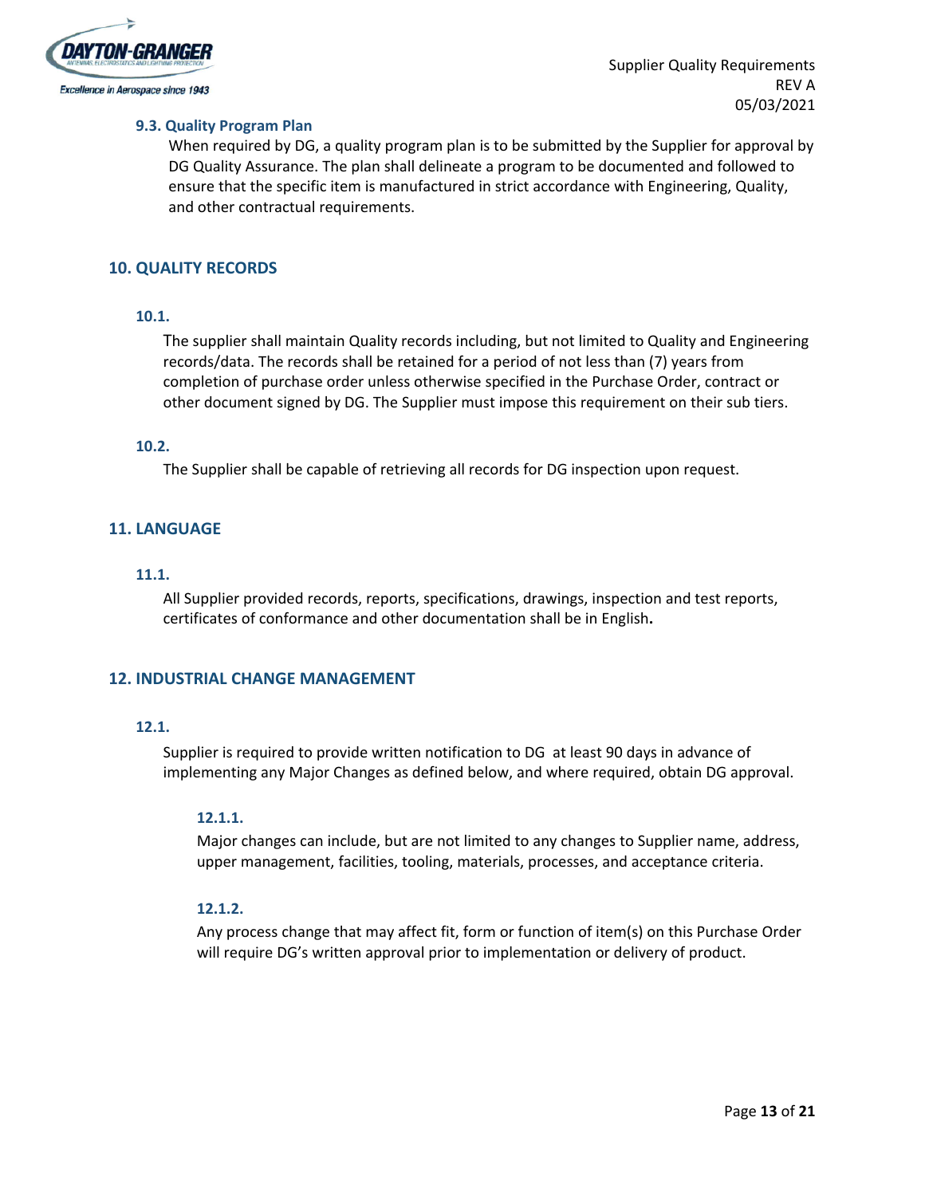### 9.3. Quality Program Plan

When required by DG, a quality program plan is to be submitted by the Supplier for approval by DG Quality Assurance. The plan shall delineate a program to be documented and followed to ensure that the specific item is manufactured in strict accordance with Engineering, Quality, and other contractual requirements.

## 10. QUALITY RECORDS

### 10.1.

The supplier shall maintain Quality records including, but not limited to Quality and Engineering records/data. The records shall be retained for a period of not less than (7) years from completion of purchase order unless otherwise specified in the Purchase Order, contract or other document signed by DG. The Supplier must impose this requirement on their sub tiers.

### 10.2.

The Supplier shall be capable of retrieving all records for DG inspection upon request.

## 11. LANGUAGE

### 11.1.

All Supplier provided records, reports, specifications, drawings, inspection and test reports, certificates of conformance and other documentation shall be in English**.**

## 12. INDUSTRIAL CHANGE MANAGEMENT

### 12.1.

Supplier is required to provide written notification to DG at least 90 days in advance of implementing any Major Changes as defined below, and where required, obtain DG approval.

#### 12.1.1.

Major changes can include, but are not limited to any changes to Supplier name, address, upper management, facilities, tooling, materials, processes, and acceptance criteria.

#### 12.1.2.

Any process change that may affect fit, form or function of item(s) on this Purchase Order will require DG's written approval prior to implementation or delivery of product.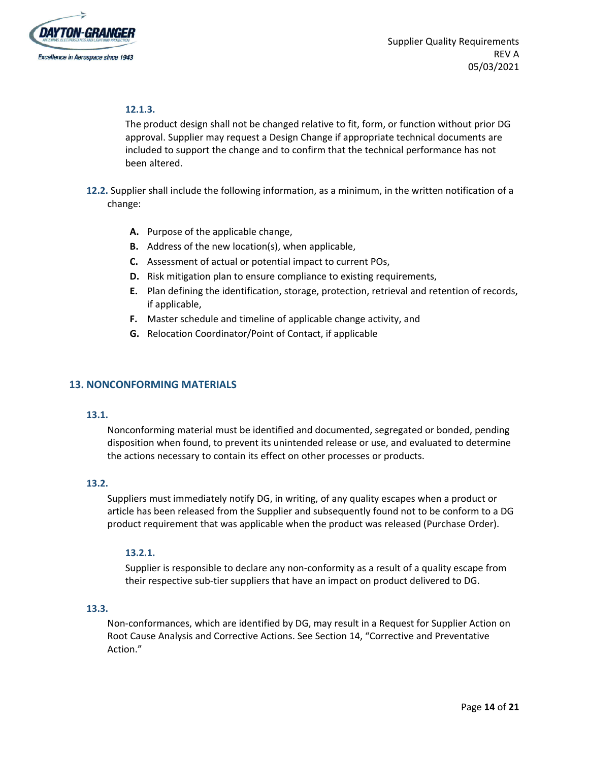**12.1.3.**

The product design shall not be changed relative to fit, form, or function without prior DG approval. Supplier may request a Design Change if appropriate technical documents are included to support the change and to confirm that the technical performance has not been altered.

**12.2.** Supplier shall include the following information, as a minimum, in the written notification of a change:

- **A.** Purpose of the applicable change,
- **B.** Address of the new location(s), when applicable,
- **C.** Assessment of actual or potential impact to current POs,
- **D.** Risk mitigation plan to ensure compliance to existing requirements,
- **E.** Plan defining the identification, storage, protection, retrieval and retention of records, if applicable,
- **F.** Master schedule and timeline of applicable change activity, and
- **G.** Relocation Coordinator/Point of Contact, if applicable

## 13. NONCONFORMING MATERIALS

**13.1.**

Nonconforming material must be identified and documented, segregated or bonded, pending disposition when found, to prevent its unintended release or use, and evaluated to determine the actions necessary to contain its effect on other processes or products.

**13.2.**

Suppliers must immediately notify DG, in writing, of any quality escapes when a product or article has been released from the Supplier and subsequently found not to be conform to a DG product requirement that was applicable when the product was released (Purchase Order).

**13.2.1.**

Supplier is responsible to declare any non-conformity as a result of a quality escape from their respective sub-tier suppliers that have an impact on product delivered to DG.

**13.3.**

Non-conformances, which are identified by DG, may result in a Request for Supplier Action on Root Cause Analysis and Corrective Actions. See Section 14, "Corrective and Preventative Action."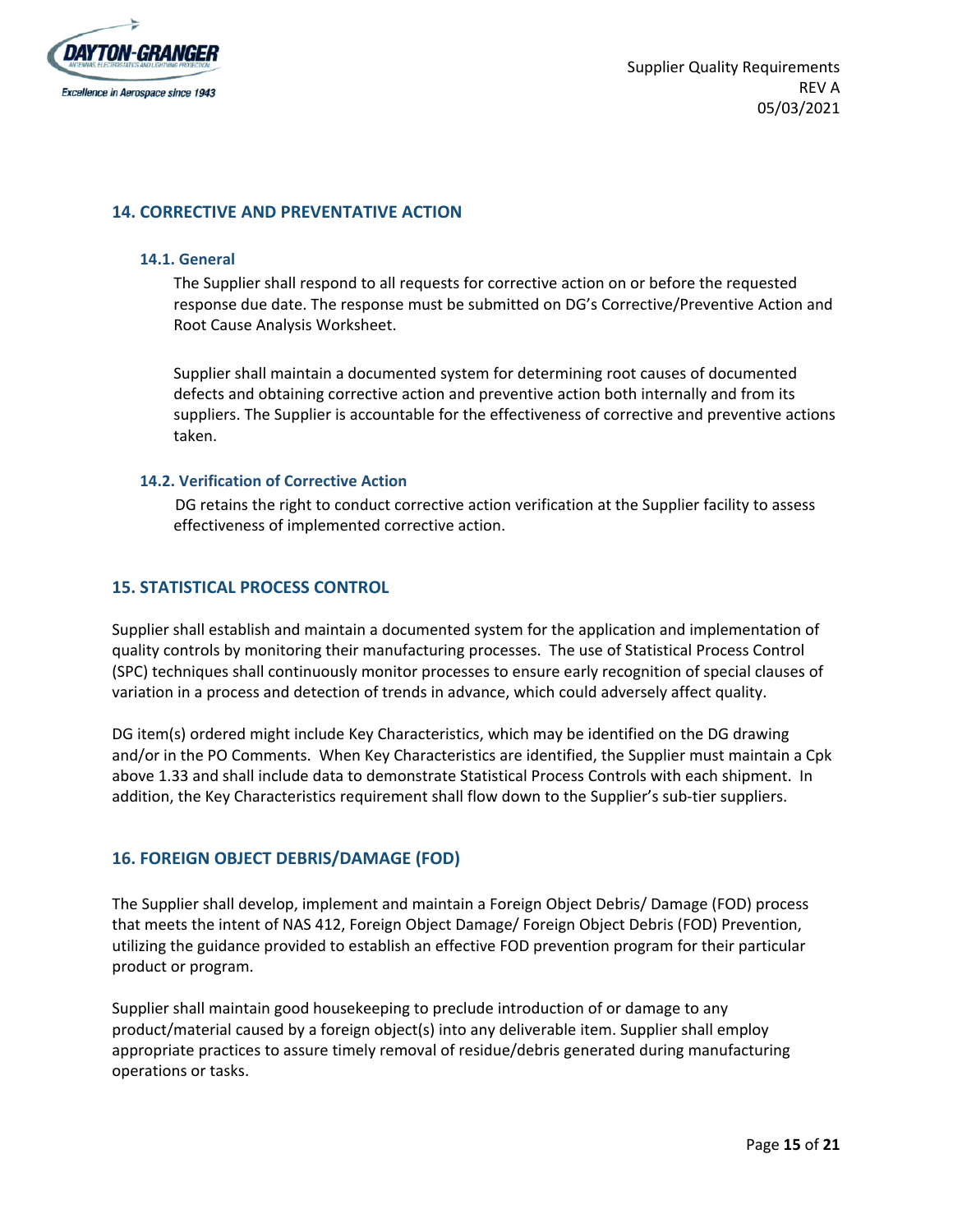## 14. CORRECTIVE AND PREVENTATIVE ACTION

### 14.1. General

The Supplier shall respond to all requests for corrective action on or before the requested response due date. The response must be submitted on DG's Corrective/Preventive Action and Root Cause Analysis Worksheet.

Supplier shall maintain a documented system for determining root causes of documented defects and obtaining corrective action and preventive action both internally and from its suppliers. The Supplier is accountable for the effectiveness of corrective and preventive actions taken.

### 14.2. Verification of Corrective Action

DG retains the right to conduct corrective action verification at the Supplier facility to assess effectiveness of implemented corrective action.

## 15. STATISTICAL PROCESS CONTROL

Supplier shall establish and maintain a documented system for the application and implementation of quality controls by monitoring their manufacturing processes. The use of Statistical Process Control (SPC) techniques shall continuously monitor processes to ensure early recognition of special clauses of variation in a process and detection of trends in advance, which could adversely affect quality.

DG item(s) ordered might include Key Characteristics, which may be identified on the DG drawing and/or in the PO Comments. When Key Characteristics are identified, the Supplier must maintain a Cpk above 1.33 and shall include data to demonstrate Statistical Process Controls with each shipment. In addition, the Key Characteristics requirement shall flow down to the Supplier's sub-tier suppliers.

## 16. FOREIGN OBJECT DEBRIS/DAMAGE (FOD)

The Supplier shall develop, implement and maintain a Foreign Object Debris/ Damage (FOD) process that meets the intent of NAS 412, Foreign Object Damage/ Foreign Object Debris (FOD) Prevention, utilizing the guidance provided to establish an effective FOD prevention program for their particular product or program.

Supplier shall maintain good housekeeping to preclude introduction of or damage to any product/material caused by a foreign object(s) into any deliverable item. Supplier shall employ appropriate practices to assure timely removal of residue/debris generated during manufacturing operations or tasks.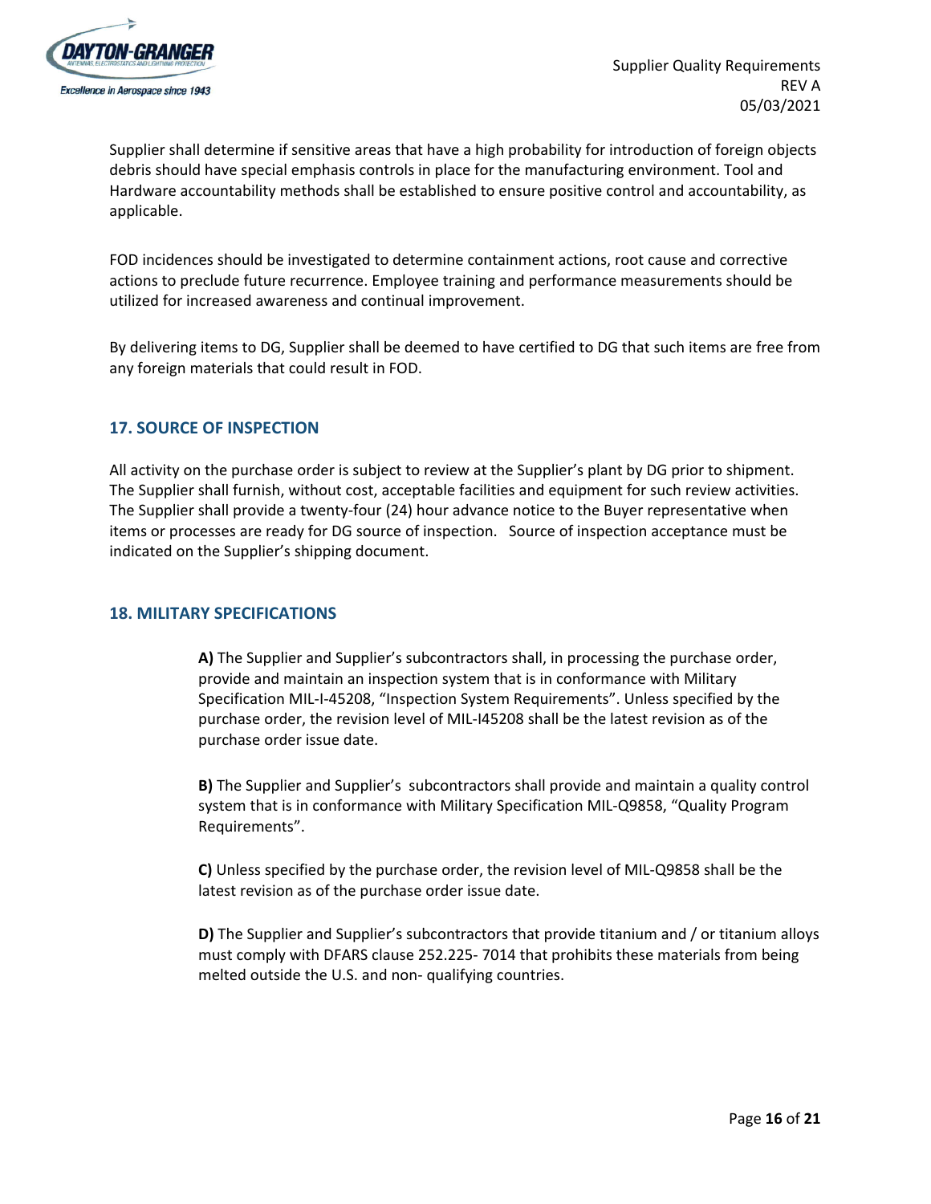Supplier shall determine if sensitive areas that have a high probability for introduction of foreign objects debris should have special emphasis controls in place for the manufacturing environment. Tool and Hardware accountability methods shall be established to ensure positive control and accountability, as applicable.

FOD incidences should be investigated to determine containment actions, root cause and corrective actions to preclude future recurrence. Employee training and performance measurements should be utilized for increased awareness and continual improvement.

By delivering items to DG, Supplier shall be deemed to have certified to DG that such items are free from any foreign materials that could result in FOD.

## 17. SOURCE OF INSPECTION

All activity on the purchase order is subject to review at the Supplier's plant by DG prior to shipment. The Supplier shall furnish, without cost, acceptable facilities and equipment for such review activities. The Supplier shall provide a twenty-four (24) hour advance notice to the Buyer representative when items or processes are ready for DG source of inspection. Source of inspection acceptance must be indicated on the Supplier's shipping document.

## 18. MILITARY SPECIFICATIONS

**A)** The Supplier and Supplier's subcontractors shall, in processing the purchase order, provide and maintain an inspection system that is in conformance with Military Specification MIL-I-45208, "Inspection System Requirements". Unless specified by the purchase order, the revision level of MIL-I45208 shall be the latest revision as of the purchase order issue date.

**B)** The Supplier and Supplier's subcontractors shall provide and maintain a quality control system that is in conformance with Military Specification MIL-Q9858, "Quality Program Requirements".

**C)** Unless specified by the purchase order, the revision level of MIL-Q9858 shall be the latest revision as of the purchase order issue date.

**D)** The Supplier and Supplier's subcontractors that provide titanium and / or titanium alloys must comply with DFARS clause 252.225- 7014 that prohibits these materials from being melted outside the U.S. and non- qualifying countries.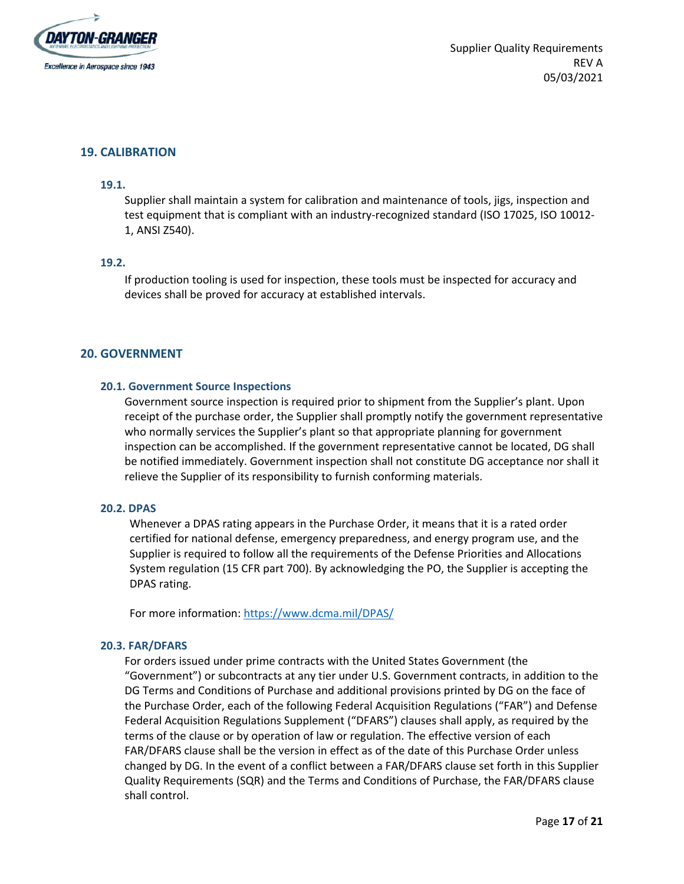## 19. CALIBRATION

### 19.1.

Supplier shall maintain a system for calibration and maintenance of tools, jigs, inspection and test equipment that is compliant with an industry-recognized standard (ISO 17025, ISO 10012-1, ANSI Z540).

### 19.2.

If production tooling is used for inspection, these tools must be inspected for accuracy and devices shall be proved for accuracy at established intervals.

## 20. GOVERNMENT

### 20.1. Government Source Inspections

Government source inspection is required prior to shipment from the Supplier's plant. Upon receipt of the purchase order, the Supplier shall promptly notify the government representative who normally services the Supplier's plant so that appropriate planning for government inspection can be accomplished. If the government representative cannot be located, DG shall be notified immediately. Government inspection shall not constitute DG acceptance nor shall it relieve the Supplier of its responsibility to furnish conforming materials.

### 20.2. DPAS

Whenever a DPAS rating appears in the Purchase Order, it means that it is a rated order certified for national defense, emergency preparedness, and energy program use, and the Supplier is required to follow all the requirements of the Defense Priorities and Allocations System regulation (15 CFR part 700). By acknowledging the PO, the Supplier is accepting the DPAS rating.

For more information: [https://www.dcma.mil/DPAS/](https://www.dcma.mil/DPAS/)

### 20.3. FAR/DFARS

For orders issued under prime contracts with the United States Government (the "Government") or subcontracts at any tier under U.S. Government contracts, in addition to the DG Terms and Conditions of Purchase and additional provisions printed by DG on the face of the Purchase Order, each of the following Federal Acquisition Regulations ("FAR") and Defense Federal Acquisition Regulations Supplement ("DFARS") clauses shall apply, as required by the terms of the clause or by operation of law or regulation. The effective version of each FAR/DFARS clause shall be the version in effect as of the date of this Purchase Order unless changed by DG. In the event of a conflict between a FAR/DFARS clause set forth in this Supplier Quality Requirements (SQR) and the Terms and Conditions of Purchase, the FAR/DFARS clause shall control.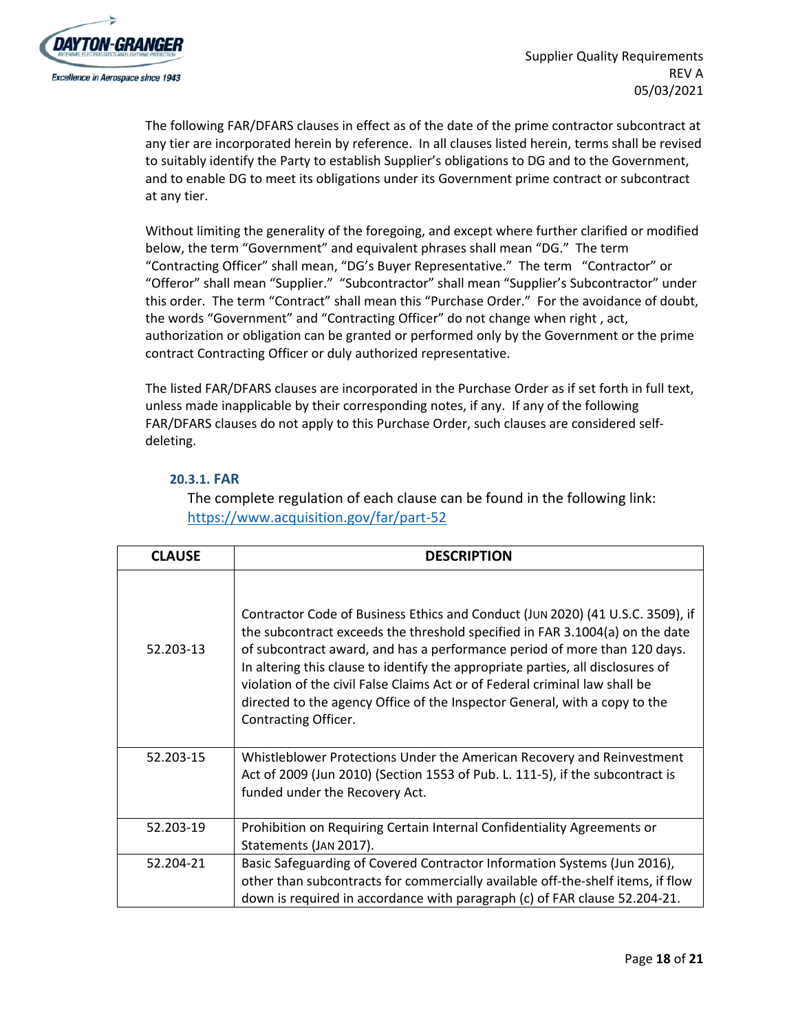The following FAR/DFARS clauses in effect as of the date of the prime contractor subcontract at any tier are incorporated herein by reference. In all clauses listed herein, terms shall be revised to suitably identify the Party to establish Supplier's obligations to DG and to the Government, and to enable DG to meet its obligations under its Government prime contract or subcontract at any tier.

Without limiting the generality of the foregoing, and except where further clarified or modified below, the term "Government" and equivalent phrases shall mean "DG." The term "Contracting Officer" shall mean, "DG's Buyer Representative." The term "Contractor" or "Offeror" shall mean "Supplier." "Subcontractor" shall mean "Supplier's Subcontractor" under this order. The term "Contract" shall mean this "Purchase Order." For the avoidance of doubt, the words "Government" and "Contracting Officer" do not change when right , act, authorization or obligation can be granted or performed only by the Government or the prime contract Contracting Officer or duly authorized representative.

The listed FAR/DFARS clauses are incorporated in the Purchase Order as if set forth in full text, unless made inapplicable by their corresponding notes, if any. If any of the following FAR/DFARS clauses do not apply to this Purchase Order, such clauses are considered self-deleting.

### 20.3.1. FAR

The complete regulation of each clause can be found in the following link: https://www.acquisition.gov/far/part-52

| CLAUSE | DESCRIPTION |
|---|---|
| 52.203-13 | Contractor Code of Business Ethics and Conduct (JUN 2020) (41 U.S.C. 3509), if the subcontract exceeds the threshold specified in FAR 3.1004(a) on the date of subcontract award, and has a performance period of more than 120 days. In altering this clause to identify the appropriate parties, all disclosures of violation of the civil False Claims Act or of Federal criminal law shall be directed to the agency Office of the Inspector General, with a copy to the Contracting Officer. |
| 52.203-15 | Whistleblower Protections Under the American Recovery and Reinvestment Act of 2009 (Jun 2010) (Section 1553 of Pub. L. 111-5), if the subcontract is funded under the Recovery Act. |
| 52.203-19 | Prohibition on Requiring Certain Internal Confidentiality Agreements or Statements (JAN 2017). |
| 52.204-21 | Basic Safeguarding of Covered Contractor Information Systems (Jun 2016), other than subcontracts for commercially available off-the-shelf items, if flow down is required in accordance with paragraph (c) of FAR clause 52.204-21. |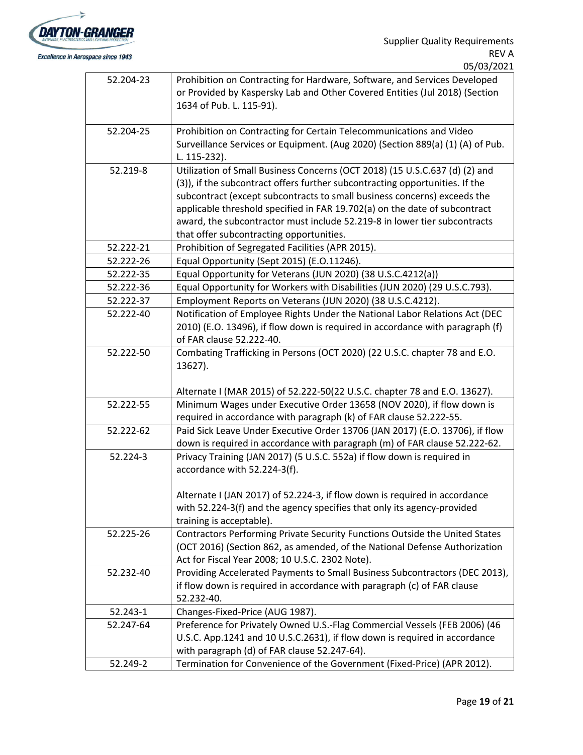| | |
|---|---|
| 52.204-23 | Prohibition on Contracting for Hardware, Software, and Services Developed or Provided by Kaspersky Lab and Other Covered Entities (Jul 2018) (Section 1634 of Pub. L. 115-91). |
| 52.204-25 | Prohibition on Contracting for Certain Telecommunications and Video Surveillance Services or Equipment. (Aug 2020) (Section 889(a) (1) (A) of Pub. L. 115-232). |
| 52.219-8 | Utilization of Small Business Concerns (OCT 2018) (15 U.S.C.637 (d) (2) and (3)), if the subcontract offers further subcontracting opportunities. If the subcontract (except subcontracts to small business concerns) exceeds the applicable threshold specified in FAR 19.702(a) on the date of subcontract award, the subcontractor must include 52.219-8 in lower tier subcontracts that offer subcontracting opportunities. |
| 52.222-21 | Prohibition of Segregated Facilities (APR 2015). |
| 52.222-26 | Equal Opportunity (Sept 2015) (E.O.11246). |
| 52.222-35 | Equal Opportunity for Veterans (JUN 2020) (38 U.S.C.4212(a)) |
| 52.222-36 | Equal Opportunity for Workers with Disabilities (JUN 2020) (29 U.S.C.793). |
| 52.222-37 | Employment Reports on Veterans (JUN 2020) (38 U.S.C.4212). |
| 52.222-40 | Notification of Employee Rights Under the National Labor Relations Act (DEC 2010) (E.O. 13496), if flow down is required in accordance with paragraph (f) of FAR clause 52.222-40. |
| 52.222-50 | Combating Trafficking in Persons (OCT 2020) (22 U.S.C. chapter 78 and E.O. 13627).<br><br>Alternate I (MAR 2015) of 52.222-50(22 U.S.C. chapter 78 and E.O. 13627). |
| 52.222-55 | Minimum Wages under Executive Order 13658 (NOV 2020), if flow down is required in accordance with paragraph (k) of FAR clause 52.222-55. |
| 52.222-62 | Paid Sick Leave Under Executive Order 13706 (JAN 2017) (E.O. 13706), if flow down is required in accordance with paragraph (m) of FAR clause 52.222-62. |
| 52.224-3 | Privacy Training (JAN 2017) (5 U.S.C. 552a) if flow down is required in accordance with 52.224-3(f).<br><br>Alternate I (JAN 2017) of 52.224-3, if flow down is required in accordance with 52.224-3(f) and the agency specifies that only its agency-provided training is acceptable). |
| 52.225-26 | Contractors Performing Private Security Functions Outside the United States (OCT 2016) (Section 862, as amended, of the National Defense Authorization Act for Fiscal Year 2008; 10 U.S.C. 2302 Note). |
| 52.232-40 | Providing Accelerated Payments to Small Business Subcontractors (DEC 2013), if flow down is required in accordance with paragraph (c) of FAR clause 52.232-40. |
| 52.243-1 | Changes-Fixed-Price (AUG 1987). |
| 52.247-64 | Preference for Privately Owned U.S.-Flag Commercial Vessels (FEB 2006) (46 U.S.C. App.1241 and 10 U.S.C.2631), if flow down is required in accordance with paragraph (d) of FAR clause 52.247-64). |
| 52.249-2 | Termination for Convenience of the Government (Fixed-Price) (APR 2012). |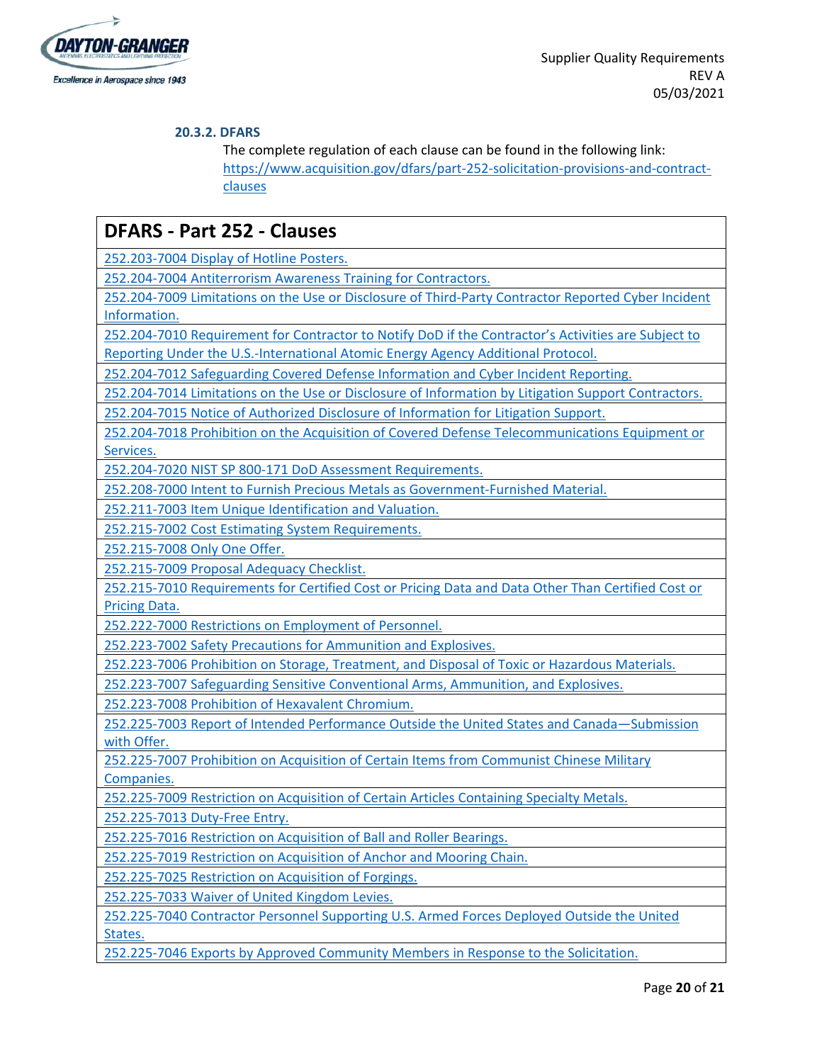#### 20.3.2. DFARS

The complete regulation of each clause can be found in the following link: https://www.acquisition.gov/dfars/part-252-solicitation-provisions-and-contract-clauses

| DFARS - Part 252 - Clauses |
| --- |
| 252.203-7004 Display of Hotline Posters. |
| 252.204-7004 Antiterrorism Awareness Training for Contractors. |
| 252.204-7009 Limitations on the Use or Disclosure of Third-Party Contractor Reported Cyber Incident Information. |
| 252.204-7010 Requirement for Contractor to Notify DoD if the Contractor's Activities are Subject to Reporting Under the U.S.-International Atomic Energy Agency Additional Protocol. |
| 252.204-7012 Safeguarding Covered Defense Information and Cyber Incident Reporting. |
| 252.204-7014 Limitations on the Use or Disclosure of Information by Litigation Support Contractors. |
| 252.204-7015 Notice of Authorized Disclosure of Information for Litigation Support. |
| 252.204-7018 Prohibition on the Acquisition of Covered Defense Telecommunications Equipment or Services. |
| 252.204-7020 NIST SP 800-171 DoD Assessment Requirements. |
| 252.208-7000 Intent to Furnish Precious Metals as Government-Furnished Material. |
| 252.211-7003 Item Unique Identification and Valuation. |
| 252.215-7002 Cost Estimating System Requirements. |
| 252.215-7008 Only One Offer. |
| 252.215-7009 Proposal Adequacy Checklist. |
| 252.215-7010 Requirements for Certified Cost or Pricing Data and Data Other Than Certified Cost or Pricing Data. |
| 252.222-7000 Restrictions on Employment of Personnel. |
| 252.223-7002 Safety Precautions for Ammunition and Explosives. |
| 252.223-7006 Prohibition on Storage, Treatment, and Disposal of Toxic or Hazardous Materials. |
| 252.223-7007 Safeguarding Sensitive Conventional Arms, Ammunition, and Explosives. |
| 252.223-7008 Prohibition of Hexavalent Chromium. |
| 252.225-7003 Report of Intended Performance Outside the United States and Canada—Submission with Offer. |
| 252.225-7007 Prohibition on Acquisition of Certain Items from Communist Chinese Military Companies. |
| 252.225-7009 Restriction on Acquisition of Certain Articles Containing Specialty Metals. |
| 252.225-7013 Duty-Free Entry. |
| 252.225-7016 Restriction on Acquisition of Ball and Roller Bearings. |
| 252.225-7019 Restriction on Acquisition of Anchor and Mooring Chain. |
| 252.225-7025 Restriction on Acquisition of Forgings. |
| 252.225-7033 Waiver of United Kingdom Levies. |
| 252.225-7040 Contractor Personnel Supporting U.S. Armed Forces Deployed Outside the United States. |
| 252.225-7046 Exports by Approved Community Members in Response to the Solicitation. |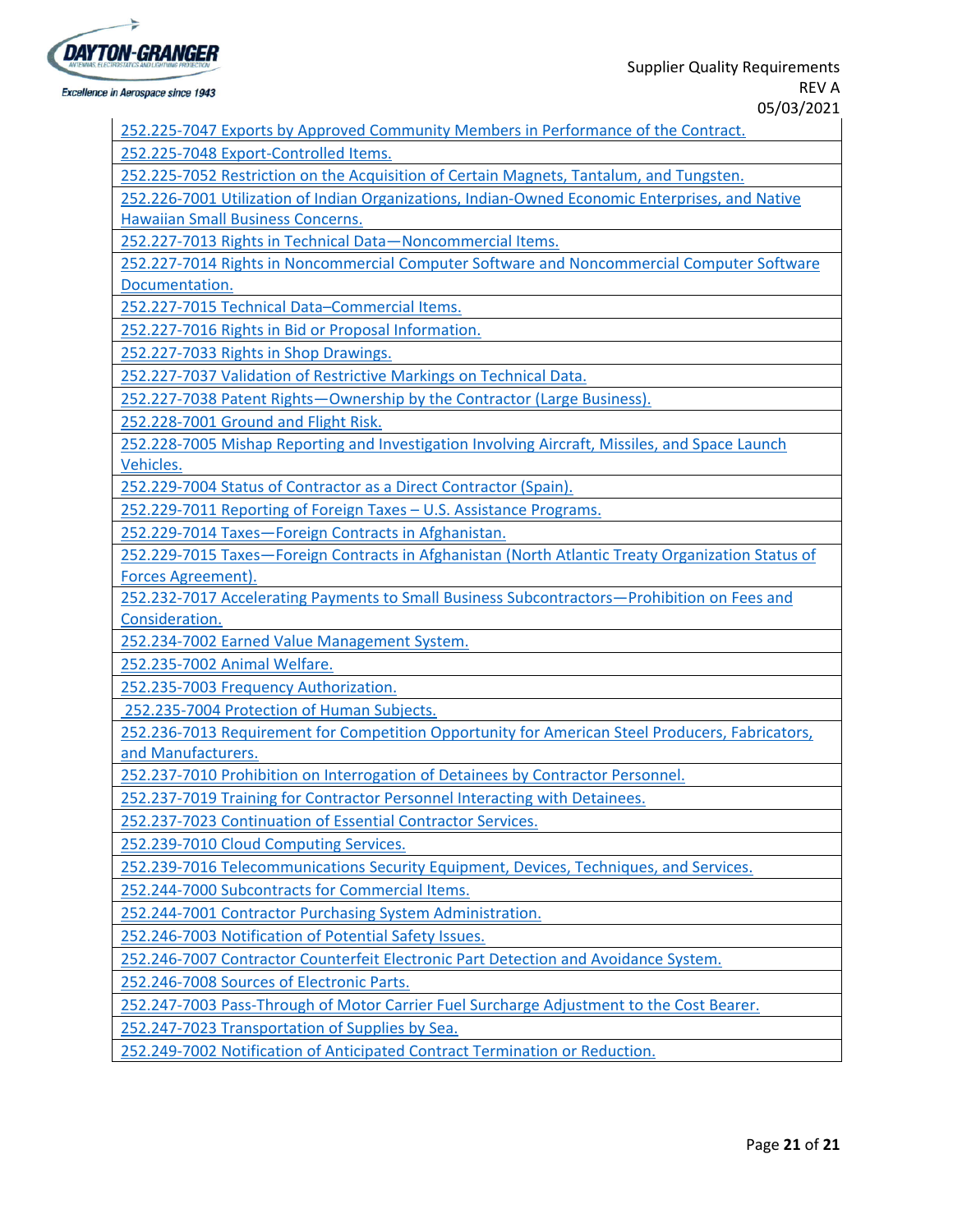| 252.225-7047 Exports by Approved Community Members in Performance of the Contract. |
|---|
| 252.225-7048 Export-Controlled Items. |
| 252.225-7052 Restriction on the Acquisition of Certain Magnets, Tantalum, and Tungsten. |
| 252.226-7001 Utilization of Indian Organizations, Indian-Owned Economic Enterprises, and Native Hawaiian Small Business Concerns. |
| 252.227-7013 Rights in Technical Data—Noncommercial Items. |
| 252.227-7014 Rights in Noncommercial Computer Software and Noncommercial Computer Software Documentation. |
| 252.227-7015 Technical Data–Commercial Items. |
| 252.227-7016 Rights in Bid or Proposal Information. |
| 252.227-7033 Rights in Shop Drawings. |
| 252.227-7037 Validation of Restrictive Markings on Technical Data. |
| 252.227-7038 Patent Rights—Ownership by the Contractor (Large Business). |
| 252.228-7001 Ground and Flight Risk. |
| 252.228-7005 Mishap Reporting and Investigation Involving Aircraft, Missiles, and Space Launch Vehicles. |
| 252.229-7004 Status of Contractor as a Direct Contractor (Spain). |
| 252.229-7011 Reporting of Foreign Taxes – U.S. Assistance Programs. |
| 252.229-7014 Taxes—Foreign Contracts in Afghanistan. |
| 252.229-7015 Taxes—Foreign Contracts in Afghanistan (North Atlantic Treaty Organization Status of Forces Agreement). |
| 252.232-7017 Accelerating Payments to Small Business Subcontractors—Prohibition on Fees and Consideration. |
| 252.234-7002 Earned Value Management System. |
| 252.235-7002 Animal Welfare. |
| 252.235-7003 Frequency Authorization. |
| 252.235-7004 Protection of Human Subjects. |
| 252.236-7013 Requirement for Competition Opportunity for American Steel Producers, Fabricators, and Manufacturers. |
| 252.237-7010 Prohibition on Interrogation of Detainees by Contractor Personnel. |
| 252.237-7019 Training for Contractor Personnel Interacting with Detainees. |
| 252.237-7023 Continuation of Essential Contractor Services. |
| 252.239-7010 Cloud Computing Services. |
| 252.239-7016 Telecommunications Security Equipment, Devices, Techniques, and Services. |
| 252.244-7000 Subcontracts for Commercial Items. |
| 252.244-7001 Contractor Purchasing System Administration. |
| 252.246-7003 Notification of Potential Safety Issues. |
| 252.246-7007 Contractor Counterfeit Electronic Part Detection and Avoidance System. |
| 252.246-7008 Sources of Electronic Parts. |
| 252.247-7003 Pass-Through of Motor Carrier Fuel Surcharge Adjustment to the Cost Bearer. |
| 252.247-7023 Transportation of Supplies by Sea. |
| 252.249-7002 Notification of Anticipated Contract Termination or Reduction. |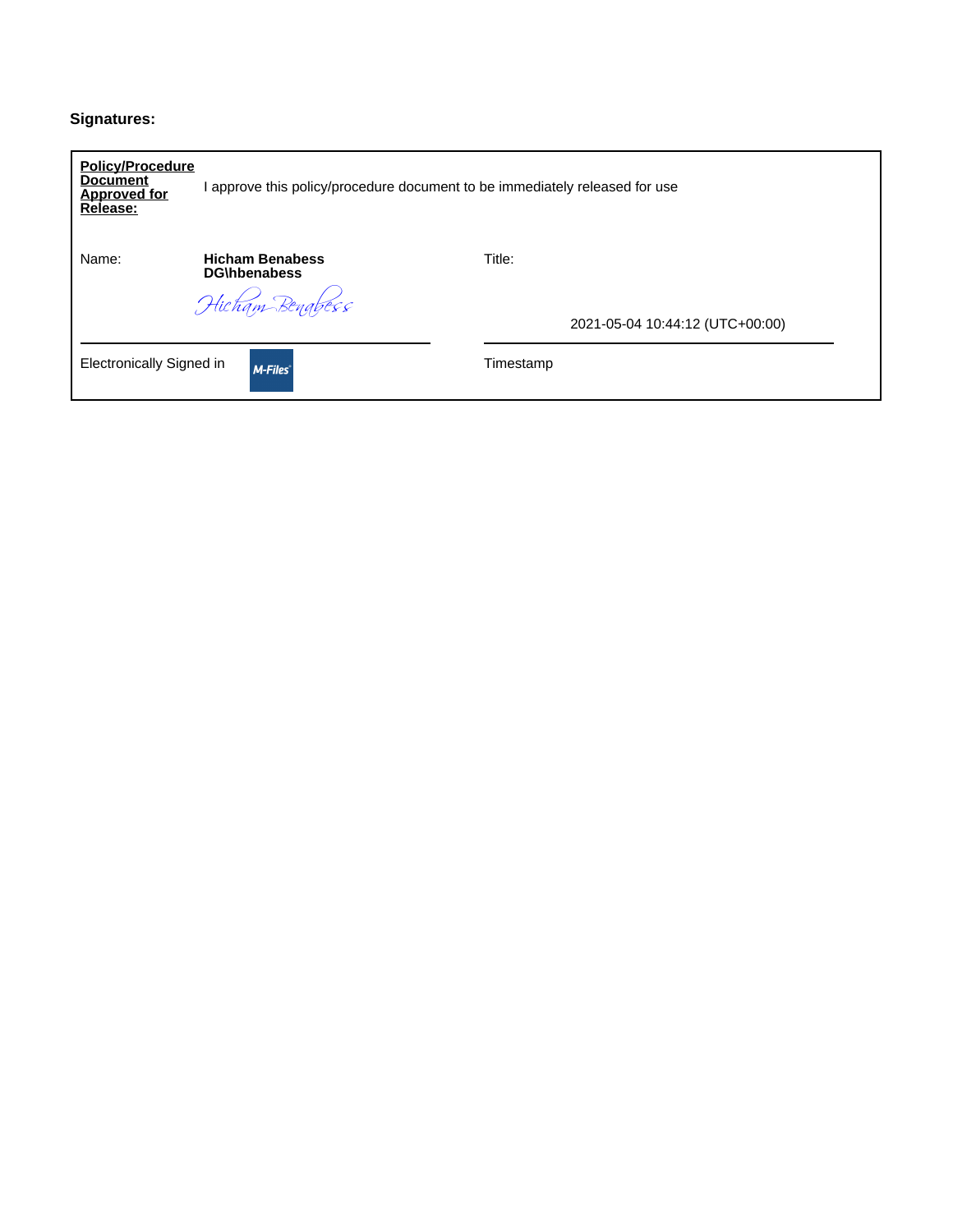**Signatures:**

| | | | |
|---|---|---|---|
| **Policy/Procedure Document Approved for Release:** | I approve this policy/procedure document to be immediately released for use | | |
| Name: | **Hicham Benabess DG\hbenabess** | Title: | |
| | Hicham Benabess | | 2021-05-04 10:44:12 (UTC+00:00) |
| Electronically Signed in | M-Files | Timestamp | |